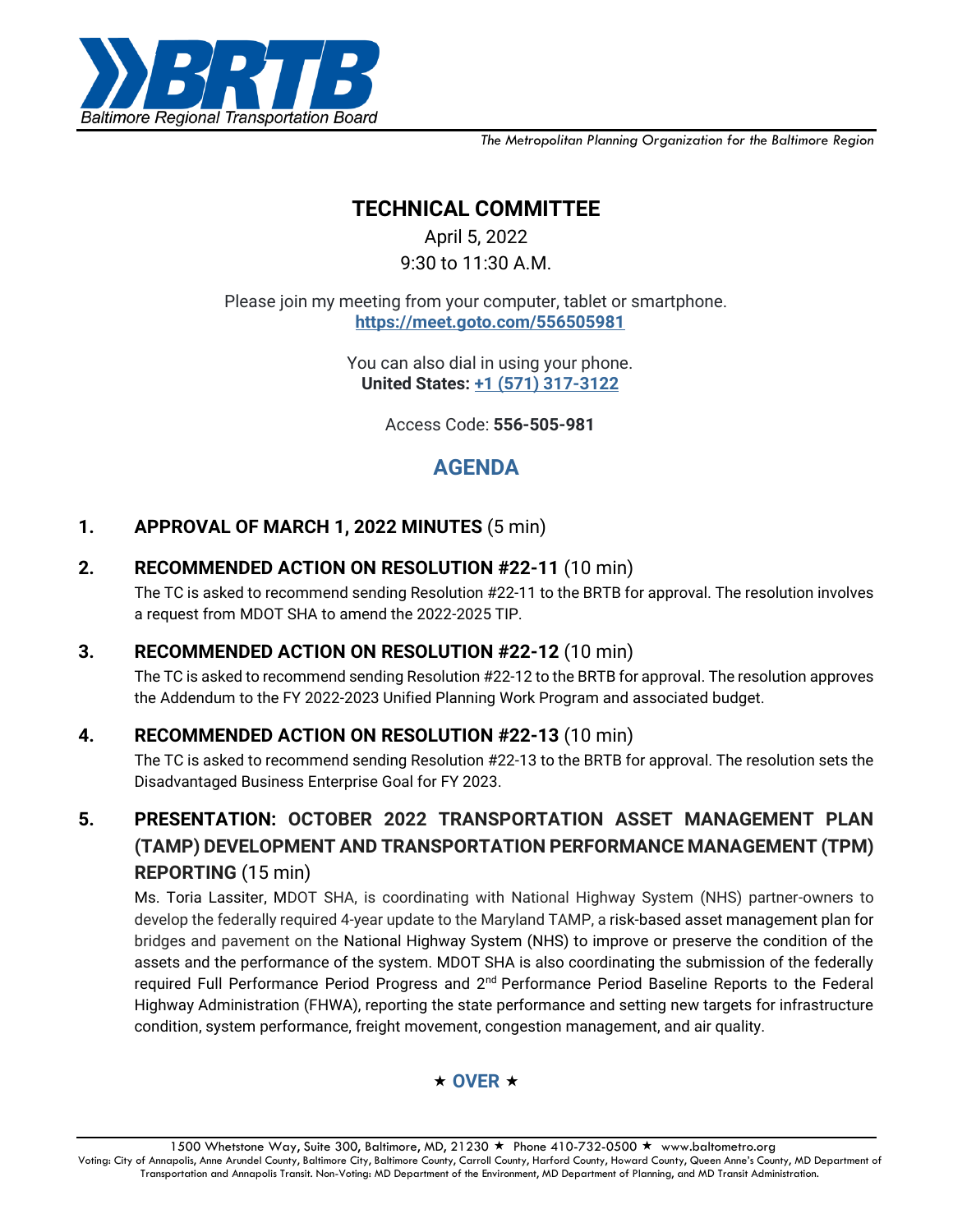**BRTB**

*Baltimore Regional Transportation Board*

*The Metropolitan Planning Organization for the Baltimore Region*

# TECHNICAL COMMITTEE

April 5, 2022

9:30 to 11:30 A.M.

Please join my meeting from your computer, tablet or smartphone.
**https://meet.goto.com/556505981**

You can also dial in using your phone.
**United States: +1 (571) 317-3122**

Access Code: **556-505-981**

## AGENDA

**1. APPROVAL OF MARCH 1, 2022 MINUTES** (5 min)

**2. RECOMMENDED ACTION ON RESOLUTION #22-11** (10 min)

The TC is asked to recommend sending Resolution #22-11 to the BRTB for approval. The resolution involves a request from MDOT SHA to amend the 2022-2025 TIP.

**3. RECOMMENDED ACTION ON RESOLUTION #22-12** (10 min)

The TC is asked to recommend sending Resolution #22-12 to the BRTB for approval. The resolution approves the Addendum to the FY 2022-2023 Unified Planning Work Program and associated budget.

**4. RECOMMENDED ACTION ON RESOLUTION #22-13** (10 min)

The TC is asked to recommend sending Resolution #22-13 to the BRTB for approval. The resolution sets the Disadvantaged Business Enterprise Goal for FY 2023.

**5. PRESENTATION: OCTOBER 2022 TRANSPORTATION ASSET MANAGEMENT PLAN (TAMP) DEVELOPMENT AND TRANSPORTATION PERFORMANCE MANAGEMENT (TPM) REPORTING** (15 min)

Ms. Toria Lassiter, MDOT SHA, is coordinating with National Highway System (NHS) partner-owners to develop the federally required 4-year update to the Maryland TAMP, a risk-based asset management plan for bridges and pavement on the National Highway System (NHS) to improve or preserve the condition of the assets and the performance of the system. MDOT SHA is also coordinating the submission of the federally required Full Performance Period Progress and 2nd Performance Period Baseline Reports to the Federal Highway Administration (FHWA), reporting the state performance and setting new targets for infrastructure condition, system performance, freight movement, congestion management, and air quality.

★ **OVER** ★

1500 Whetstone Way, Suite 300, Baltimore, MD, 21230 ★ Phone 410-732-0500 ★ www.baltometro.org

Voting: City of Annapolis, Anne Arundel County, Baltimore City, Baltimore County, Carroll County, Harford County, Howard County, Queen Anne's County, MD Department of Transportation and Annapolis Transit. Non-Voting: MD Department of the Environment, MD Department of Planning, and MD Transit Administration.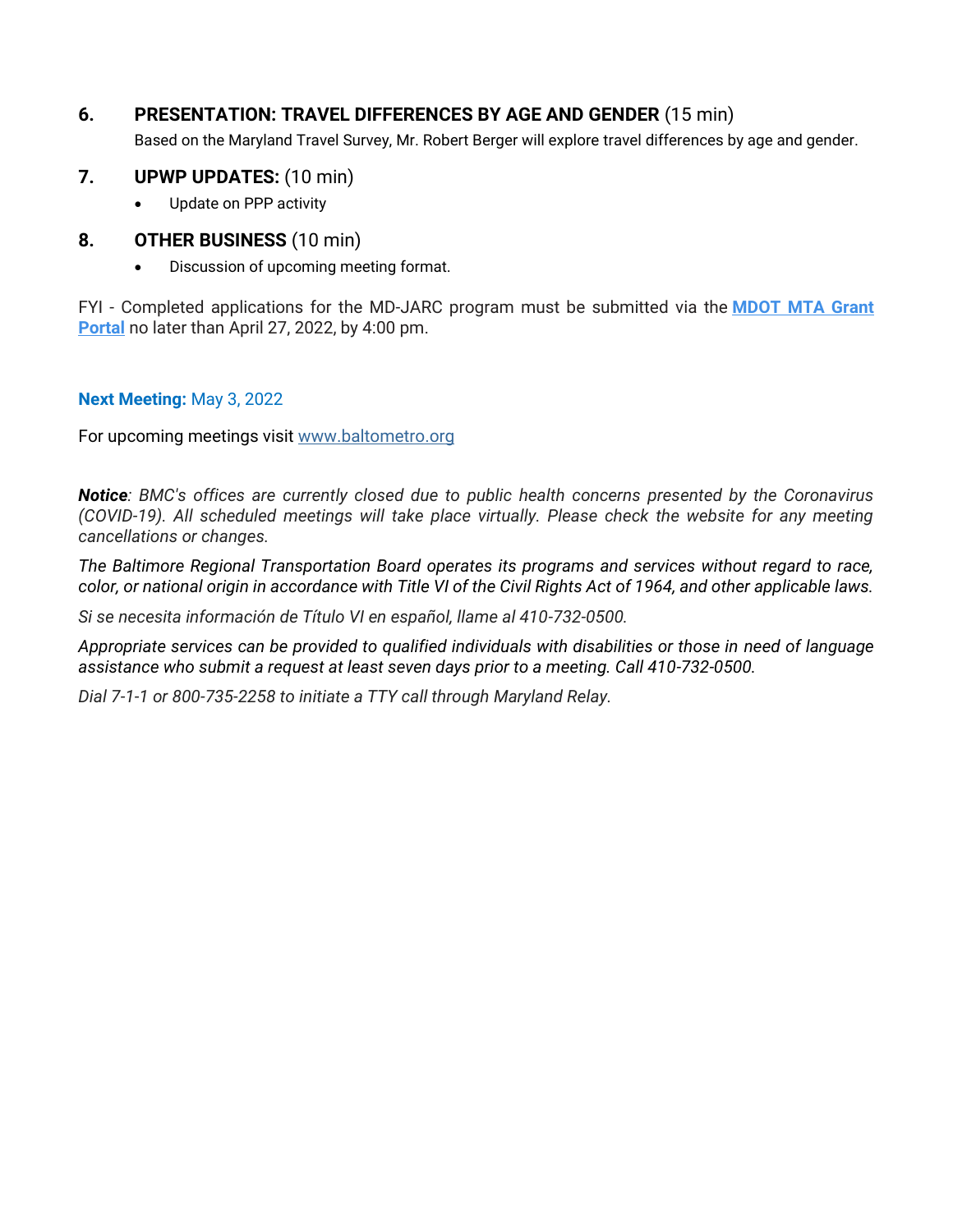6. **PRESENTATION: TRAVEL DIFFERENCES BY AGE AND GENDER** (15 min)

   Based on the Maryland Travel Survey, Mr. Robert Berger will explore travel differences by age and gender.

7. **UPWP UPDATES:** (10 min)

   - Update on PPP activity

8. **OTHER BUSINESS** (10 min)

   - Discussion of upcoming meeting format.

FYI - Completed applications for the MD-JARC program must be submitted via the **MDOT MTA Grant Portal** no later than April 27, 2022, by 4:00 pm.

**Next Meeting:** May 3, 2022

For upcoming meetings visit www.baltometro.org

***Notice****: BMC's offices are currently closed due to public health concerns presented by the Coronavirus (COVID-19). All scheduled meetings will take place virtually. Please check the website for any meeting cancellations or changes.*

*The Baltimore Regional Transportation Board operates its programs and services without regard to race, color, or national origin in accordance with Title VI of the Civil Rights Act of 1964, and other applicable laws.*

*Si se necesita información de Título VI en español, llame al 410-732-0500.*

*Appropriate services can be provided to qualified individuals with disabilities or those in need of language assistance who submit a request at least seven days prior to a meeting. Call 410-732-0500.*

*Dial 7-1-1 or 800-735-2258 to initiate a TTY call through Maryland Relay.*